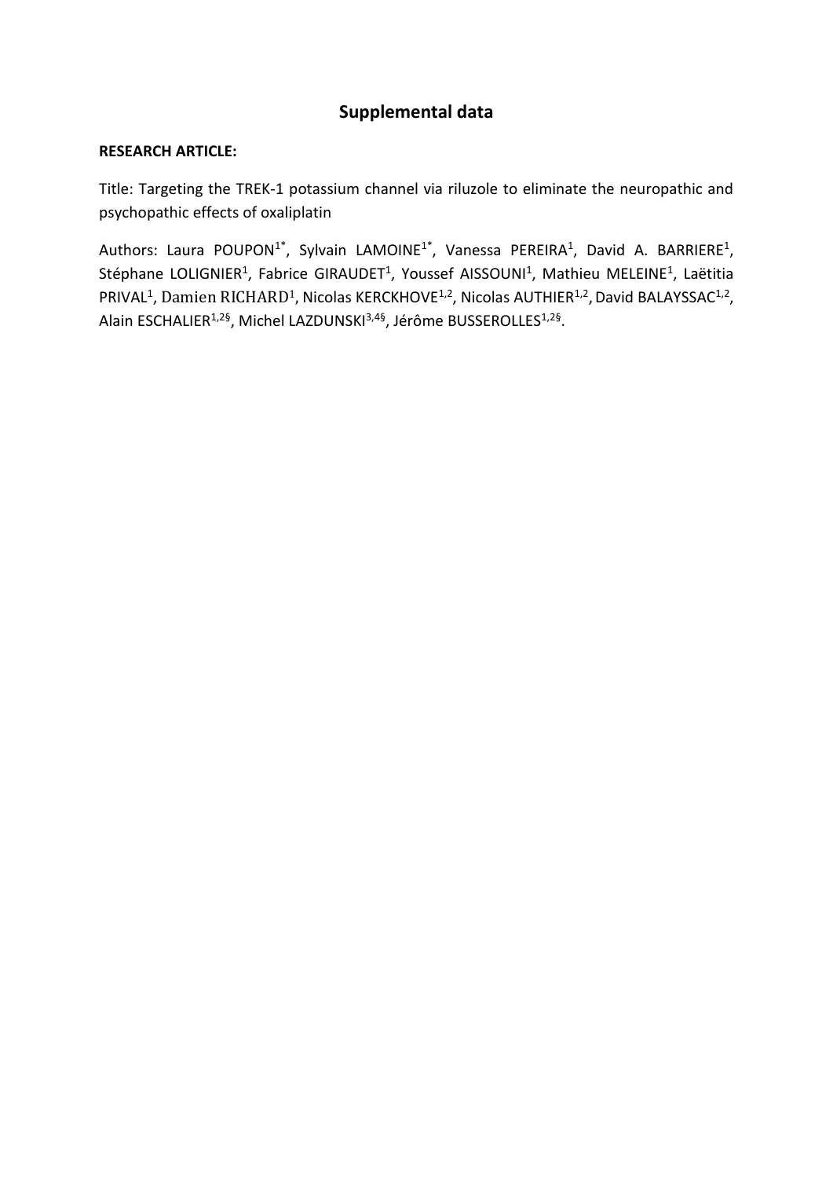## Supplemental data

**RESEARCH ARTICLE:**

Title: Targeting the TREK-1 potassium channel via riluzole to eliminate the neuropathic and psychopathic effects of oxaliplatin

Authors: Laura POUPON[1*], Sylvain LAMOINE[1*], Vanessa PEREIRA[1], David A. BARRIERE[1], Stéphane LOLIGNIER[1], Fabrice GIRAUDET[1], Youssef AISSOUNI[1], Mathieu MELEINE[1], Laëtitia PRIVAL[1], Damien RICHARD[1], Nicolas KERCKHOVE[1,2], Nicolas AUTHIER[1,2], David BALAYSSAC[1,2], Alain ESCHALIER[1,2§], Michel LAZDUNSKI[3,4§], Jérôme BUSSEROLLES[1,2§].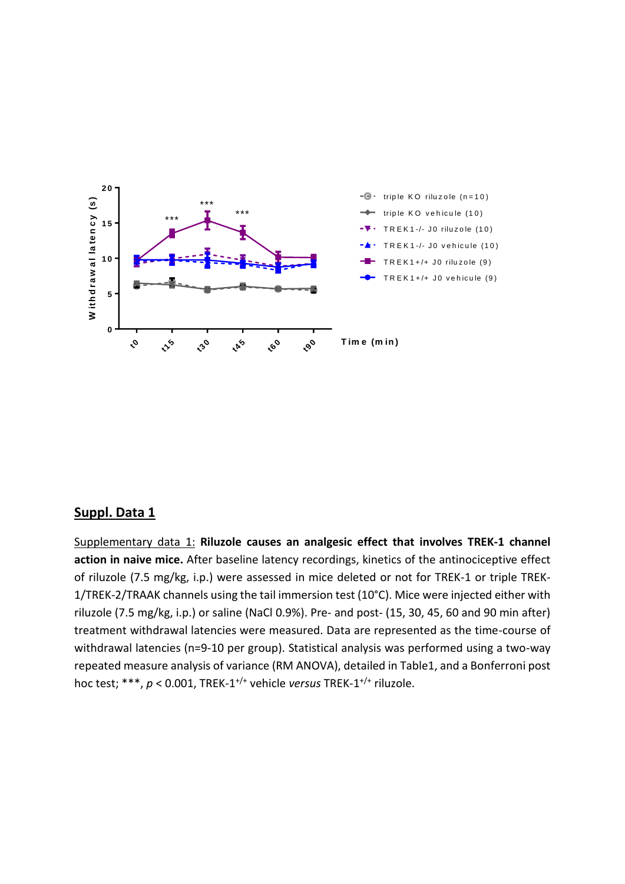## Suppl. Data 1

Supplementary data 1: **Riluzole causes an analgesic effect that involves TREK-1 channel action in naive mice.** After baseline latency recordings, kinetics of the antinociceptive effect of riluzole (7.5 mg/kg, i.p.) were assessed in mice deleted or not for TREK-1 or triple TREK-1/TREK-2/TRAAK channels using the tail immersion test (10°C). Mice were injected either with riluzole (7.5 mg/kg, i.p.) or saline (NaCl 0.9%). Pre- and post- (15, 30, 45, 60 and 90 min after) treatment withdrawal latencies were measured. Data are represented as the time-course of withdrawal latencies (n=9-10 per group). Statistical analysis was performed using a two-way repeated measure analysis of variance (RM ANOVA), detailed in Table1, and a Bonferroni post hoc test; ***, $p < 0.001$, TREK-1$^{+/+}$ vehicle *versus* TREK-1$^{+/+}$ riluzole.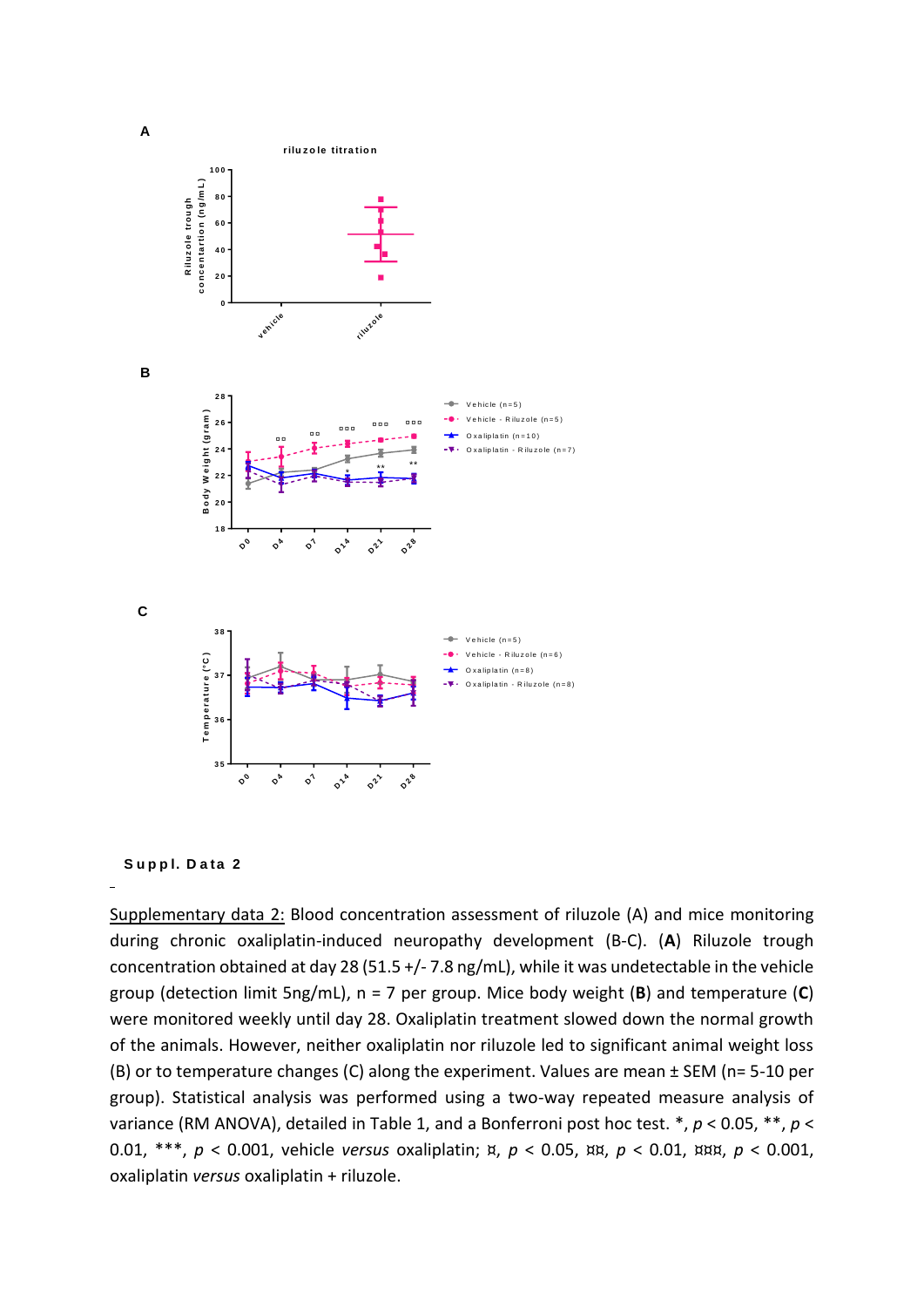A

riluzole titration

B

C

**Suppl. Data 2**

Supplementary data 2: Blood concentration assessment of riluzole (A) and mice monitoring during chronic oxaliplatin-induced neuropathy development (B-C). (**A**) Riluzole trough concentration obtained at day 28 (51.5 +/- 7.8 ng/mL), while it was undetectable in the vehicle group (detection limit 5ng/mL), n = 7 per group. Mice body weight (**B**) and temperature (**C**) were monitored weekly until day 28. Oxaliplatin treatment slowed down the normal growth of the animals. However, neither oxaliplatin nor riluzole led to significant animal weight loss (B) or to temperature changes (C) along the experiment. Values are mean ± SEM (n= 5-10 per group). Statistical analysis was performed using a two-way repeated measure analysis of variance (RM ANOVA), detailed in Table 1, and a Bonferroni post hoc test. *, $p < 0.05$, **, $p < 0.01$, ***, $p < 0.001$, vehicle *versus* oxaliplatin; ¤, $p < 0.05$, ¤¤, $p < 0.01$, ¤¤¤, $p < 0.001$, oxaliplatin *versus* oxaliplatin + riluzole.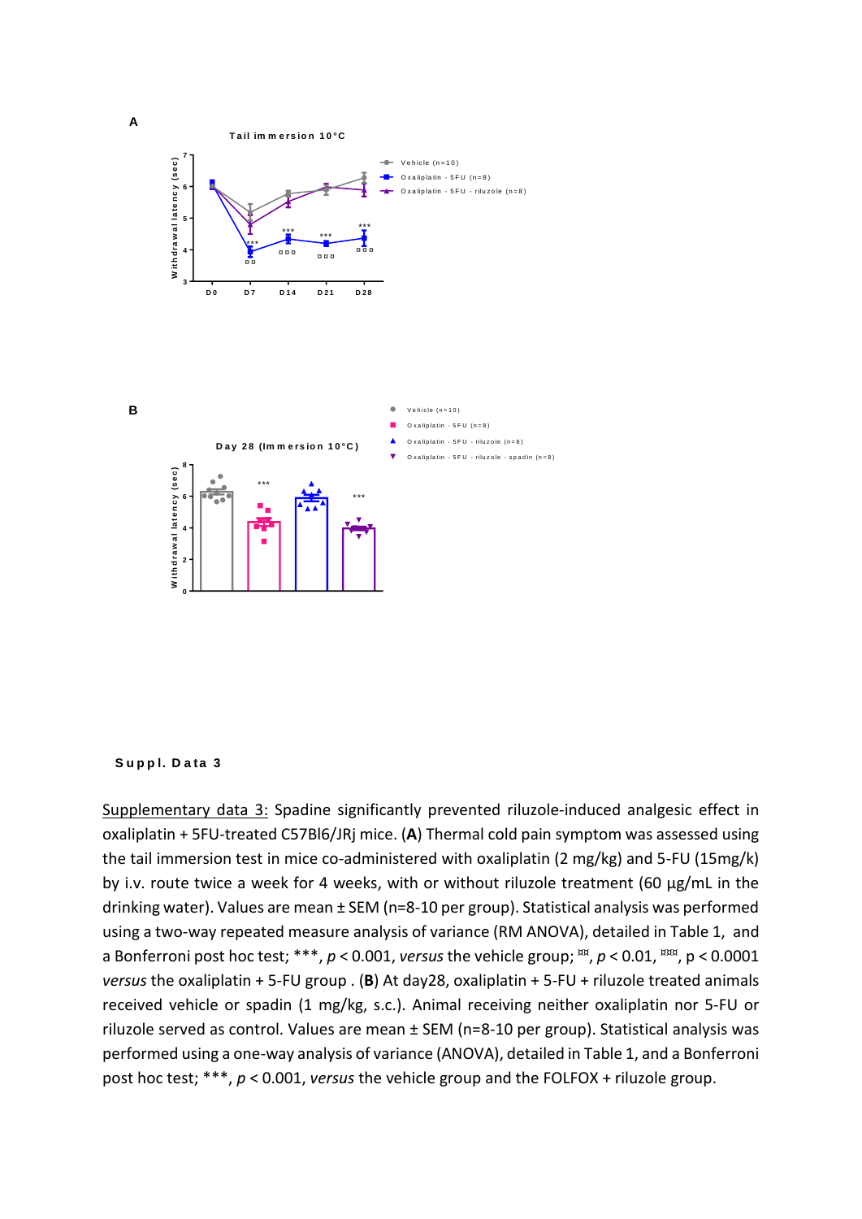A

Tail immersion 10°C

B

Day 28 (Immersion 10°C)

Suppl. Data 3

Supplementary data 3: Spadine significantly prevented riluzole-induced analgesic effect in oxaliplatin + 5FU-treated C57Bl6/JRj mice. (**A**) Thermal cold pain symptom was assessed using the tail immersion test in mice co-administered with oxaliplatin (2 mg/kg) and 5-FU (15mg/k) by i.v. route twice a week for 4 weeks, with or without riluzole treatment (60 µg/mL in the drinking water). Values are mean ± SEM (n=8-10 per group). Statistical analysis was performed using a two-way repeated measure analysis of variance (RM ANOVA), detailed in Table 1, and a Bonferroni post hoc test; ***, *p* < 0.001, *versus* the vehicle group; ¤¤, *p* < 0.01, ¤¤¤, p < 0.0001 *versus* the oxaliplatin + 5-FU group . (**B**) At day28, oxaliplatin + 5-FU + riluzole treated animals received vehicle or spadin (1 mg/kg, s.c.). Animal receiving neither oxaliplatin nor 5-FU or riluzole served as control. Values are mean ± SEM (n=8-10 per group). Statistical analysis was performed using a one-way analysis of variance (ANOVA), detailed in Table 1, and a Bonferroni post hoc test; ***, *p* < 0.001, *versus* the vehicle group and the FOLFOX + riluzole group.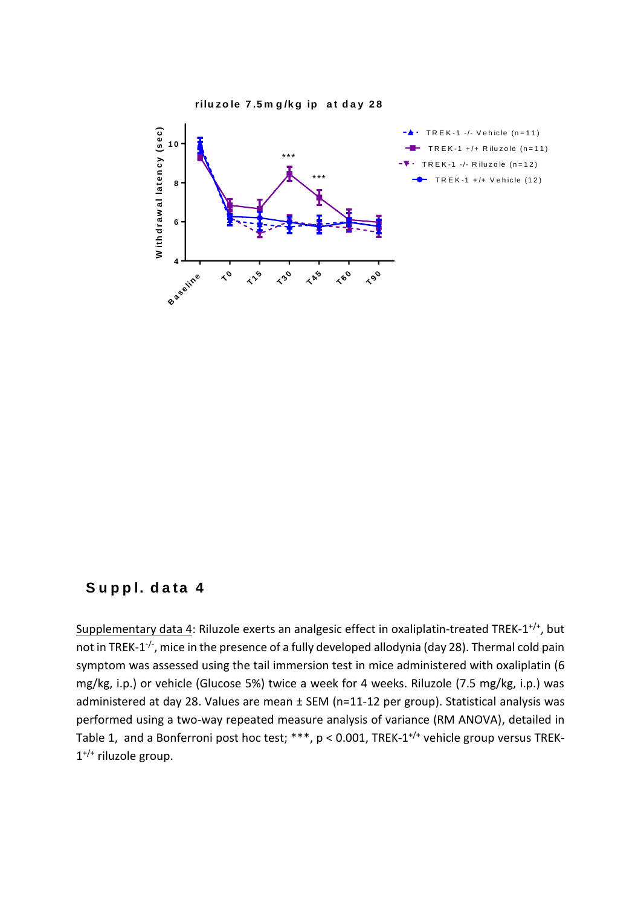## Suppl. data 4

Supplementary data 4: Riluzole exerts an analgesic effect in oxaliplatin-treated TREK-1$^{+/+}$, but not in TREK-1$^{-/-}$, mice in the presence of a fully developed allodynia (day 28). Thermal cold pain symptom was assessed using the tail immersion test in mice administered with oxaliplatin (6 mg/kg, i.p.) or vehicle (Glucose 5%) twice a week for 4 weeks. Riluzole (7.5 mg/kg, i.p.) was administered at day 28. Values are mean ± SEM (n=11-12 per group). Statistical analysis was performed using a two-way repeated measure analysis of variance (RM ANOVA), detailed in Table 1, and a Bonferroni post hoc test; ***, $p < 0.001$, TREK-1$^{+/+}$ vehicle group versus TREK-1$^{+/+}$ riluzole group.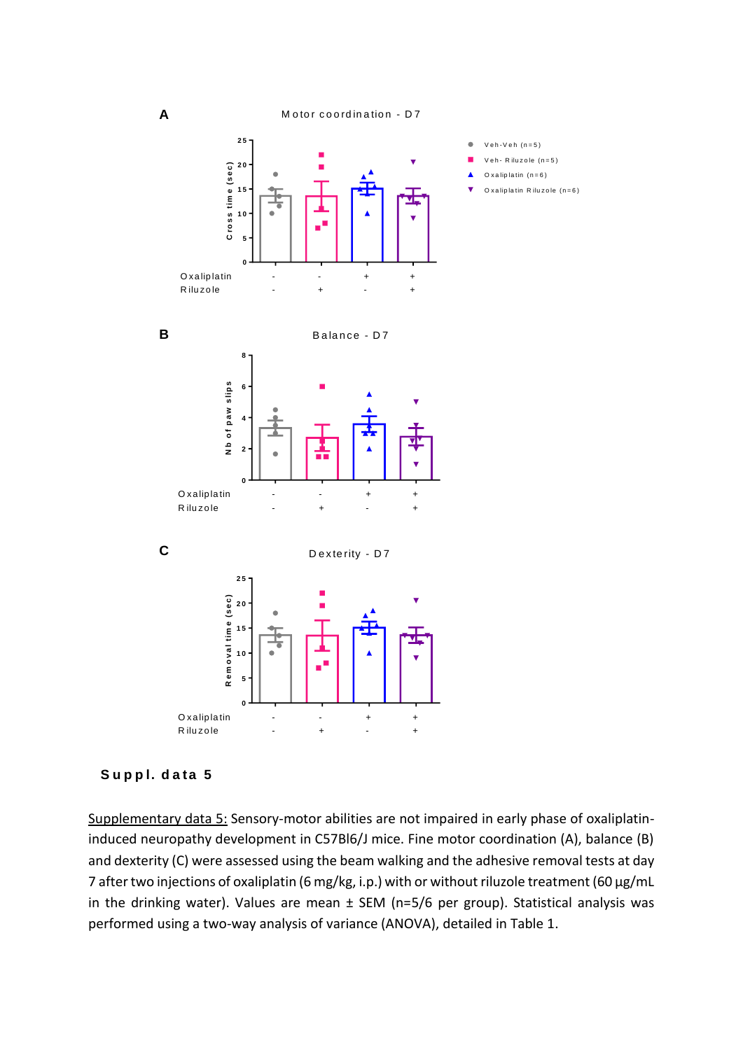**A**

Motor coordination - D7

**B**

Balance - D7

**C**

Dexterity - D7

| | | | | |
|---|---|---|---|---|
| Oxaliplatin | - | - | + | + |
| Riluzole | - | + | - | + |

Veh-Veh (n=5)
Veh- Riluzole (n=5)
Oxaliplatin (n=6)
Oxaliplatin Riluzole (n=6)

**Suppl. data 5**

Supplementary data 5: Sensory-motor abilities are not impaired in early phase of oxaliplatin-induced neuropathy development in C57Bl6/J mice. Fine motor coordination (A), balance (B) and dexterity (C) were assessed using the beam walking and the adhesive removal tests at day 7 after two injections of oxaliplatin (6 mg/kg, i.p.) with or without riluzole treatment (60 µg/mL in the drinking water). Values are mean ± SEM (n=5/6 per group). Statistical analysis was performed using a two-way analysis of variance (ANOVA), detailed in Table 1.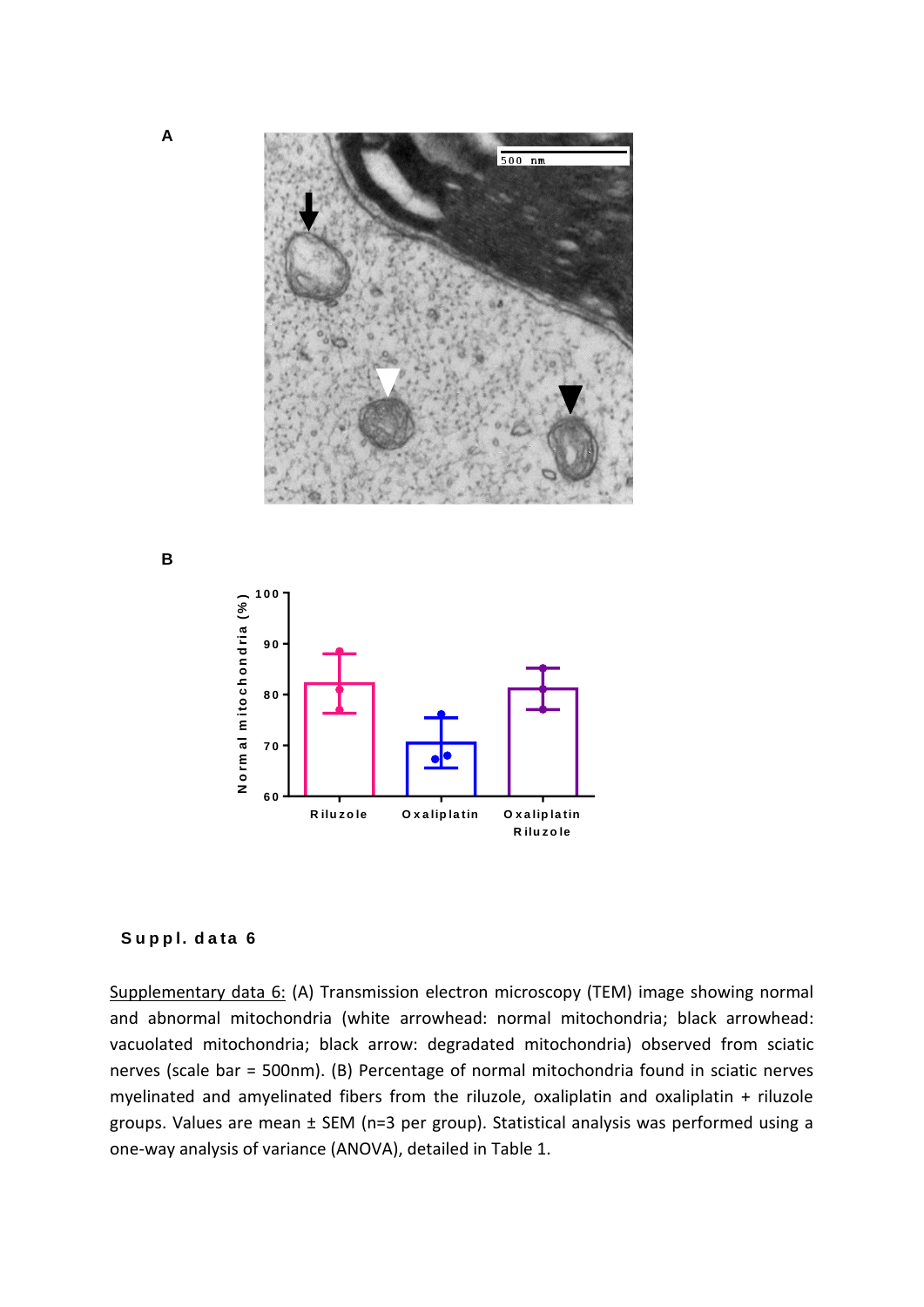**A**

**B**

**Suppl. data 6**

Supplementary data 6: (A) Transmission electron microscopy (TEM) image showing normal and abnormal mitochondria (white arrowhead: normal mitochondria; black arrowhead: vacuolated mitochondria; black arrow: degradated mitochondria) observed from sciatic nerves (scale bar = 500nm). (B) Percentage of normal mitochondria found in sciatic nerves myelinated and amyelinated fibers from the riluzole, oxaliplatin and oxaliplatin + riluzole groups. Values are mean ± SEM (n=3 per group). Statistical analysis was performed using a one-way analysis of variance (ANOVA), detailed in Table 1.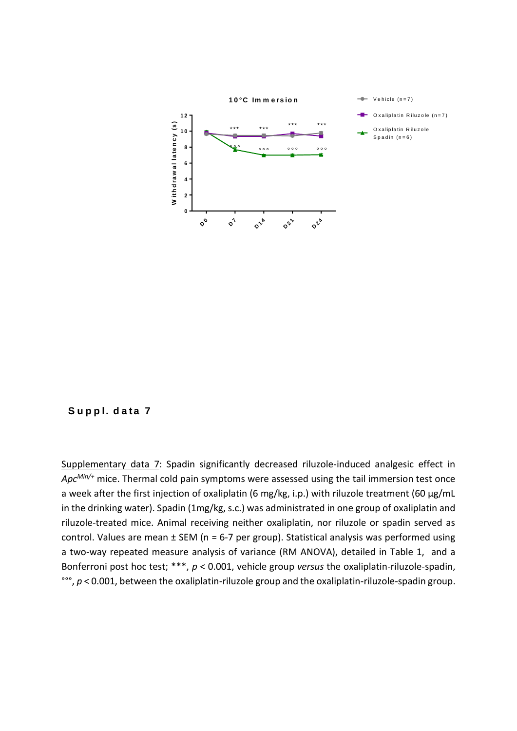10°C Immersion

Withdrawal latency (s)

12
10
8
6
4
2
0

D0
D7
D14
D21
D24

***
***
***
***

°°°
°°°
°°°
°°°

Vehicle (n=7)

Oxaliplatin Riluzole (n=7)

Oxaliplatin Riluzole Spadin (n=6)

**Suppl. data 7**

Supplementary data 7: Spadin significantly decreased riluzole-induced analgesic effect in *Apc*$^{Min/+}$ mice. Thermal cold pain symptoms were assessed using the tail immersion test once a week after the first injection of oxaliplatin (6 mg/kg, i.p.) with riluzole treatment (60 µg/mL in the drinking water). Spadin (1mg/kg, s.c.) was administrated in one group of oxaliplatin and riluzole-treated mice. Animal receiving neither oxaliplatin, nor riluzole or spadin served as control. Values are mean ± SEM (n = 6-7 per group). Statistical analysis was performed using a two-way repeated measure analysis of variance (RM ANOVA), detailed in Table 1, and a Bonferroni post hoc test; ***, $p < 0.001$, vehicle group *versus* the oxaliplatin-riluzole-spadin, °°°, $p < 0.001$, between the oxaliplatin-riluzole group and the oxaliplatin-riluzole-spadin group.